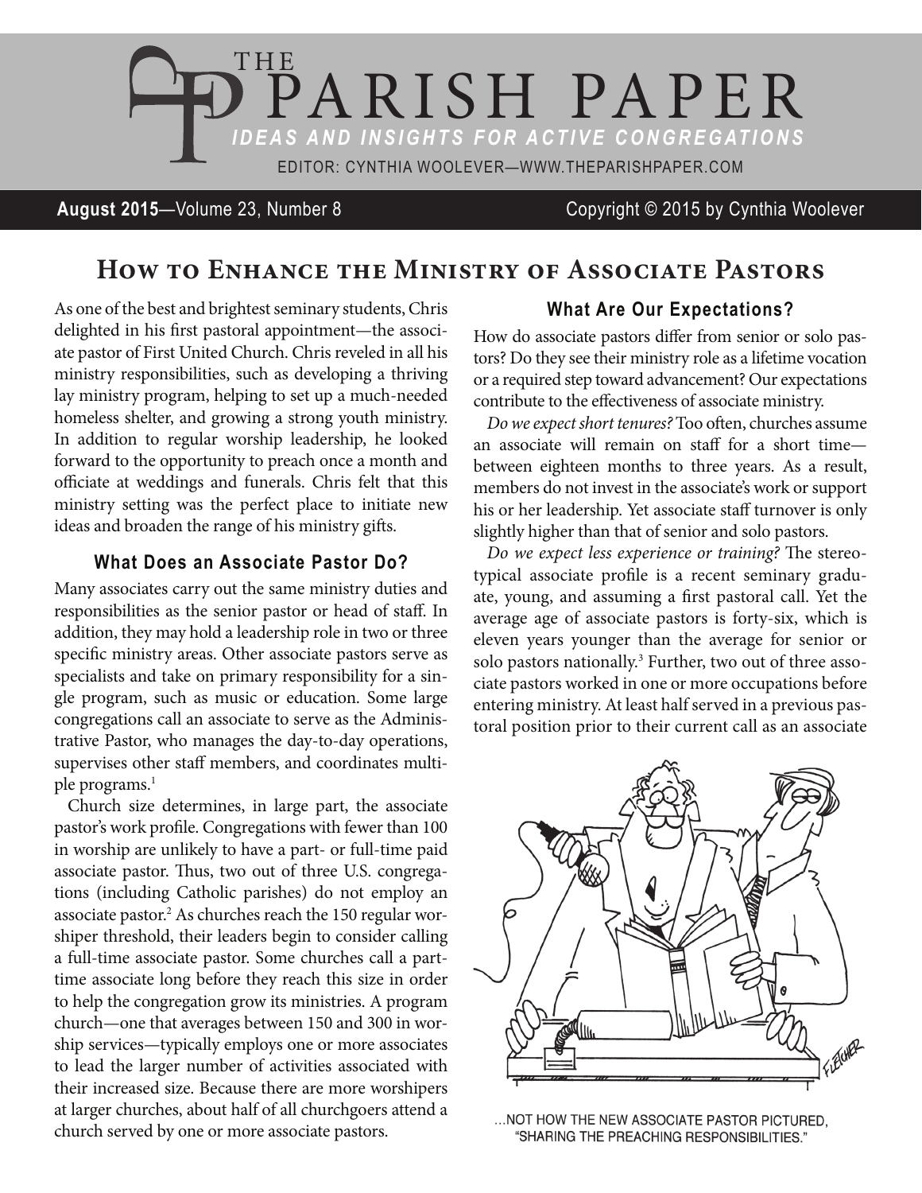# THE PARISH PAPER

*IDEAS AND INSIGHTS FOR ACTIVE CONGREGATIONS*

EDITOR: CYNTHIA WOOLEVER—WWW.THEPARISHPAPER.COM

**August 2015**—Volume 23, Number 8 Copyright © 2015 by Cynthia Woolever

## How to Enhance the Ministry of Associate Pastors

As one of the best and brightest seminary students, Chris delighted in his first pastoral appointment—the associate pastor of First United Church. Chris reveled in all his ministry responsibilities, such as developing a thriving lay ministry program, helping to set up a much-needed homeless shelter, and growing a strong youth ministry. In addition to regular worship leadership, he looked forward to the opportunity to preach once a month and officiate at weddings and funerals. Chris felt that this ministry setting was the perfect place to initiate new ideas and broaden the range of his ministry gifts.

### What Does an Associate Pastor Do?

Many associates carry out the same ministry duties and responsibilities as the senior pastor or head of staff. In addition, they may hold a leadership role in two or three specific ministry areas. Other associate pastors serve as specialists and take on primary responsibility for a single program, such as music or education. Some large congregations call an associate to serve as the Administrative Pastor, who manages the day-to-day operations, supervises other staff members, and coordinates multiple programs.[1]

Church size determines, in large part, the associate pastor's work profile. Congregations with fewer than 100 in worship are unlikely to have a part- or full-time paid associate pastor. Thus, two out of three U.S. congregations (including Catholic parishes) do not employ an associate pastor.[2] As churches reach the 150 regular worshiper threshold, their leaders begin to consider calling a full-time associate pastor. Some churches call a part-time associate long before they reach this size in order to help the congregation grow its ministries. A program church—one that averages between 150 and 300 in worship services—typically employs one or more associates to lead the larger number of activities associated with their increased size. Because there are more worshipers at larger churches, about half of all churchgoers attend a church served by one or more associate pastors.

### What Are Our Expectations?

How do associate pastors differ from senior or solo pastors? Do they see their ministry role as a lifetime vocation or a required step toward advancement? Our expectations contribute to the effectiveness of associate ministry.

*Do we expect short tenures?* Too often, churches assume an associate will remain on staff for a short time—between eighteen months to three years. As a result, members do not invest in the associate's work or support his or her leadership. Yet associate staff turnover is only slightly higher than that of senior and solo pastors.

*Do we expect less experience or training?* The stereotypical associate profile is a recent seminary graduate, young, and assuming a first pastoral call. Yet the average age of associate pastors is forty-six, which is eleven years younger than the average for senior or solo pastors nationally.[3] Further, two out of three associate pastors worked in one or more occupations before entering ministry. At least half served in a previous pastoral position prior to their current call as an associate

...NOT HOW THE NEW ASSOCIATE PASTOR PICTURED, "SHARING THE PREACHING RESPONSIBILITIES."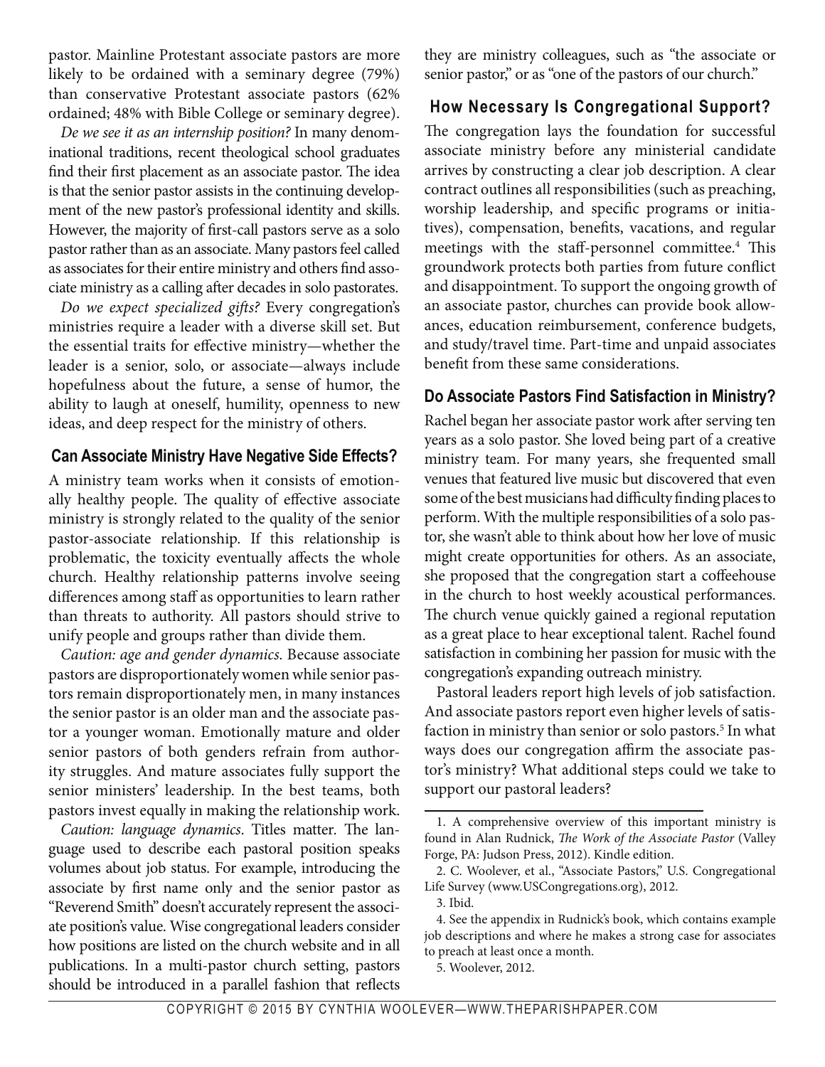pastor. Mainline Protestant associate pastors are more likely to be ordained with a seminary degree (79%) than conservative Protestant associate pastors (62% ordained; 48% with Bible College or seminary degree).

*De we see it as an internship position?* In many denominational traditions, recent theological school graduates find their first placement as an associate pastor. The idea is that the senior pastor assists in the continuing development of the new pastor's professional identity and skills. However, the majority of first-call pastors serve as a solo pastor rather than as an associate. Many pastors feel called as associates for their entire ministry and others find associate ministry as a calling after decades in solo pastorates.

*Do we expect specialized gifts?* Every congregation's ministries require a leader with a diverse skill set. But the essential traits for effective ministry—whether the leader is a senior, solo, or associate—always include hopefulness about the future, a sense of humor, the ability to laugh at oneself, humility, openness to new ideas, and deep respect for the ministry of others.

## Can Associate Ministry Have Negative Side Effects?

A ministry team works when it consists of emotionally healthy people. The quality of effective associate ministry is strongly related to the quality of the senior pastor-associate relationship. If this relationship is problematic, the toxicity eventually affects the whole church. Healthy relationship patterns involve seeing differences among staff as opportunities to learn rather than threats to authority. All pastors should strive to unify people and groups rather than divide them.

*Caution: age and gender dynamics.* Because associate pastors are disproportionately women while senior pastors remain disproportionately men, in many instances the senior pastor is an older man and the associate pastor a younger woman. Emotionally mature and older senior pastors of both genders refrain from authority struggles. And mature associates fully support the senior ministers' leadership. In the best teams, both pastors invest equally in making the relationship work.

*Caution: language dynamics*. Titles matter. The language used to describe each pastoral position speaks volumes about job status. For example, introducing the associate by first name only and the senior pastor as "Reverend Smith" doesn't accurately represent the associate position's value. Wise congregational leaders consider how positions are listed on the church website and in all publications. In a multi-pastor church setting, pastors should be introduced in a parallel fashion that reflects they are ministry colleagues, such as "the associate or senior pastor," or as "one of the pastors of our church."

## How Necessary Is Congregational Support?

The congregation lays the foundation for successful associate ministry before any ministerial candidate arrives by constructing a clear job description. A clear contract outlines all responsibilities (such as preaching, worship leadership, and specific programs or initiatives), compensation, benefits, vacations, and regular meetings with the staff-personnel committee.[4] This groundwork protects both parties from future conflict and disappointment. To support the ongoing growth of an associate pastor, churches can provide book allowances, education reimbursement, conference budgets, and study/travel time. Part-time and unpaid associates benefit from these same considerations.

## Do Associate Pastors Find Satisfaction in Ministry?

Rachel began her associate pastor work after serving ten years as a solo pastor. She loved being part of a creative ministry team. For many years, she frequented small venues that featured live music but discovered that even some of the best musicians had difficulty finding places to perform. With the multiple responsibilities of a solo pastor, she wasn't able to think about how her love of music might create opportunities for others. As an associate, she proposed that the congregation start a coffeehouse in the church to host weekly acoustical performances. The church venue quickly gained a regional reputation as a great place to hear exceptional talent. Rachel found satisfaction in combining her passion for music with the congregation's expanding outreach ministry.

Pastoral leaders report high levels of job satisfaction. And associate pastors report even higher levels of satisfaction in ministry than senior or solo pastors.[5] In what ways does our congregation affirm the associate pastor's ministry? What additional steps could we take to support our pastoral leaders?

---

1. A comprehensive overview of this important ministry is found in Alan Rudnick, *The Work of the Associate Pastor* (Valley Forge, PA: Judson Press, 2012). Kindle edition.

2. C. Woolever, et al., "Associate Pastors," U.S. Congregational Life Survey (www.USCongregations.org), 2012.

3. Ibid.

4. See the appendix in Rudnick's book, which contains example job descriptions and where he makes a strong case for associates to preach at least once a month.

5. Woolever, 2012.

COPYRIGHT © 2015 BY CYNTHIA WOOLEVER—WWW.THEPARISHPAPER.COM